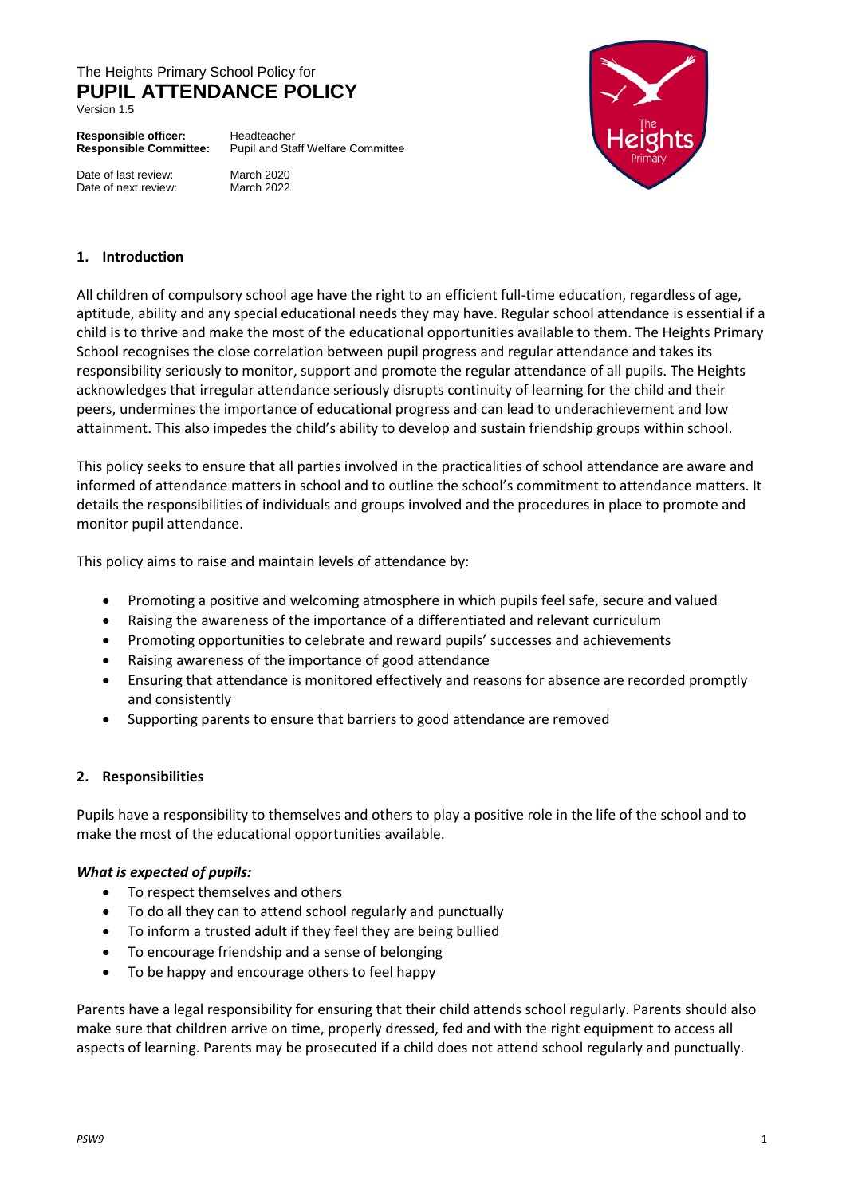The Heights Primary School Policy for

# PUPIL ATTENDANCE POLICY

Version 1.5

**Responsible officer:** Headteacher
**Responsible Committee:** Pupil and Staff Welfare Committee

Date of last review: March 2020
Date of next review: March 2022

## 1. Introduction

All children of compulsory school age have the right to an efficient full-time education, regardless of age, aptitude, ability and any special educational needs they may have. Regular school attendance is essential if a child is to thrive and make the most of the educational opportunities available to them. The Heights Primary School recognises the close correlation between pupil progress and regular attendance and takes its responsibility seriously to monitor, support and promote the regular attendance of all pupils. The Heights acknowledges that irregular attendance seriously disrupts continuity of learning for the child and their peers, undermines the importance of educational progress and can lead to underachievement and low attainment. This also impedes the child's ability to develop and sustain friendship groups within school.

This policy seeks to ensure that all parties involved in the practicalities of school attendance are aware and informed of attendance matters in school and to outline the school's commitment to attendance matters. It details the responsibilities of individuals and groups involved and the procedures in place to promote and monitor pupil attendance.

This policy aims to raise and maintain levels of attendance by:

- Promoting a positive and welcoming atmosphere in which pupils feel safe, secure and valued
- Raising the awareness of the importance of a differentiated and relevant curriculum
- Promoting opportunities to celebrate and reward pupils' successes and achievements
- Raising awareness of the importance of good attendance
- Ensuring that attendance is monitored effectively and reasons for absence are recorded promptly and consistently
- Supporting parents to ensure that barriers to good attendance are removed

## 2. Responsibilities

Pupils have a responsibility to themselves and others to play a positive role in the life of the school and to make the most of the educational opportunities available.

***What is expected of pupils:***

- To respect themselves and others
- To do all they can to attend school regularly and punctually
- To inform a trusted adult if they feel they are being bullied
- To encourage friendship and a sense of belonging
- To be happy and encourage others to feel happy

Parents have a legal responsibility for ensuring that their child attends school regularly. Parents should also make sure that children arrive on time, properly dressed, fed and with the right equipment to access all aspects of learning. Parents may be prosecuted if a child does not attend school regularly and punctually.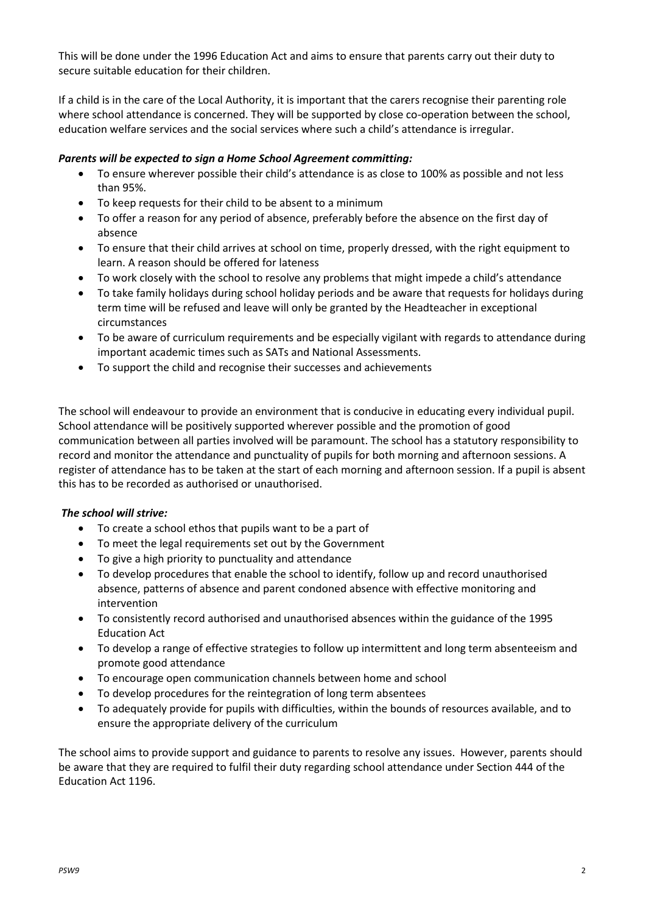This will be done under the 1996 Education Act and aims to ensure that parents carry out their duty to secure suitable education for their children.

If a child is in the care of the Local Authority, it is important that the carers recognise their parenting role where school attendance is concerned. They will be supported by close co-operation between the school, education welfare services and the social services where such a child's attendance is irregular.

***Parents will be expected to sign a Home School Agreement committing:***

- To ensure wherever possible their child's attendance is as close to 100% as possible and not less than 95%.
- To keep requests for their child to be absent to a minimum
- To offer a reason for any period of absence, preferably before the absence on the first day of absence
- To ensure that their child arrives at school on time, properly dressed, with the right equipment to learn. A reason should be offered for lateness
- To work closely with the school to resolve any problems that might impede a child's attendance
- To take family holidays during school holiday periods and be aware that requests for holidays during term time will be refused and leave will only be granted by the Headteacher in exceptional circumstances
- To be aware of curriculum requirements and be especially vigilant with regards to attendance during important academic times such as SATs and National Assessments.
- To support the child and recognise their successes and achievements

The school will endeavour to provide an environment that is conducive in educating every individual pupil. School attendance will be positively supported wherever possible and the promotion of good communication between all parties involved will be paramount. The school has a statutory responsibility to record and monitor the attendance and punctuality of pupils for both morning and afternoon sessions. A register of attendance has to be taken at the start of each morning and afternoon session. If a pupil is absent this has to be recorded as authorised or unauthorised.

***The school will strive:***

- To create a school ethos that pupils want to be a part of
- To meet the legal requirements set out by the Government
- To give a high priority to punctuality and attendance
- To develop procedures that enable the school to identify, follow up and record unauthorised absence, patterns of absence and parent condoned absence with effective monitoring and intervention
- To consistently record authorised and unauthorised absences within the guidance of the 1995 Education Act
- To develop a range of effective strategies to follow up intermittent and long term absenteeism and promote good attendance
- To encourage open communication channels between home and school
- To develop procedures for the reintegration of long term absentees
- To adequately provide for pupils with difficulties, within the bounds of resources available, and to ensure the appropriate delivery of the curriculum

The school aims to provide support and guidance to parents to resolve any issues. However, parents should be aware that they are required to fulfil their duty regarding school attendance under Section 444 of the Education Act 1196.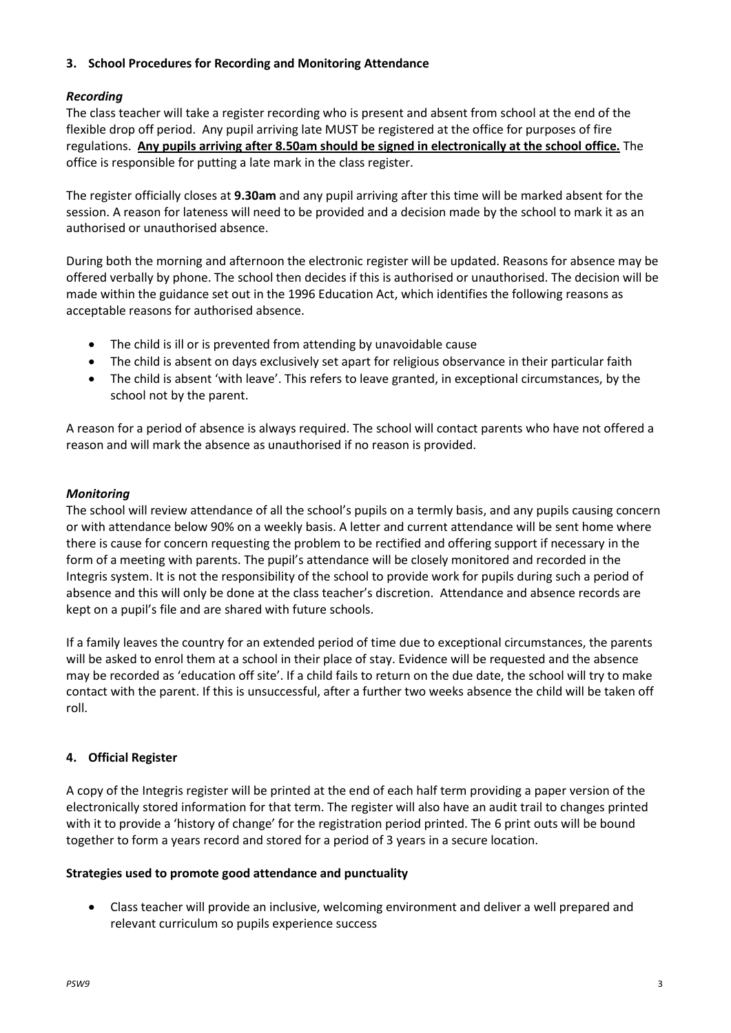## 3. School Procedures for Recording and Monitoring Attendance

### *Recording*

The class teacher will take a register recording who is present and absent from school at the end of the flexible drop off period. Any pupil arriving late MUST be registered at the office for purposes of fire regulations. **Any pupils arriving after 8.50am should be signed in electronically at the school office.** The office is responsible for putting a late mark in the class register.

The register officially closes at **9.30am** and any pupil arriving after this time will be marked absent for the session. A reason for lateness will need to be provided and a decision made by the school to mark it as an authorised or unauthorised absence.

During both the morning and afternoon the electronic register will be updated. Reasons for absence may be offered verbally by phone. The school then decides if this is authorised or unauthorised. The decision will be made within the guidance set out in the 1996 Education Act, which identifies the following reasons as acceptable reasons for authorised absence.

- The child is ill or is prevented from attending by unavoidable cause
- The child is absent on days exclusively set apart for religious observance in their particular faith
- The child is absent 'with leave'. This refers to leave granted, in exceptional circumstances, by the school not by the parent.

A reason for a period of absence is always required. The school will contact parents who have not offered a reason and will mark the absence as unauthorised if no reason is provided.

### *Monitoring*

The school will review attendance of all the school's pupils on a termly basis, and any pupils causing concern or with attendance below 90% on a weekly basis. A letter and current attendance will be sent home where there is cause for concern requesting the problem to be rectified and offering support if necessary in the form of a meeting with parents. The pupil's attendance will be closely monitored and recorded in the Integris system. It is not the responsibility of the school to provide work for pupils during such a period of absence and this will only be done at the class teacher's discretion. Attendance and absence records are kept on a pupil's file and are shared with future schools.

If a family leaves the country for an extended period of time due to exceptional circumstances, the parents will be asked to enrol them at a school in their place of stay. Evidence will be requested and the absence may be recorded as 'education off site'. If a child fails to return on the due date, the school will try to make contact with the parent. If this is unsuccessful, after a further two weeks absence the child will be taken off roll.

## 4. Official Register

A copy of the Integris register will be printed at the end of each half term providing a paper version of the electronically stored information for that term. The register will also have an audit trail to changes printed with it to provide a 'history of change' for the registration period printed. The 6 print outs will be bound together to form a years record and stored for a period of 3 years in a secure location.

### Strategies used to promote good attendance and punctuality

- Class teacher will provide an inclusive, welcoming environment and deliver a well prepared and relevant curriculum so pupils experience success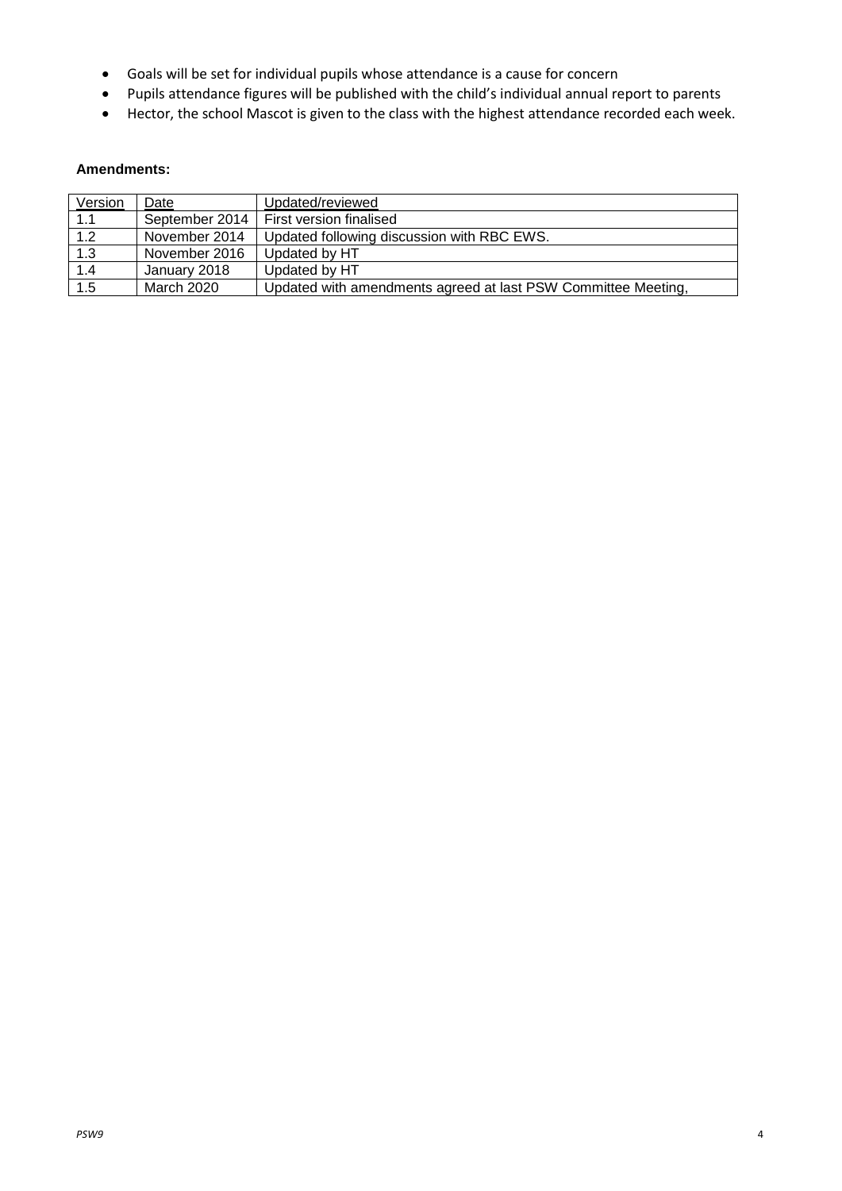- Goals will be set for individual pupils whose attendance is a cause for concern
- Pupils attendance figures will be published with the child's individual annual report to parents
- Hector, the school Mascot is given to the class with the highest attendance recorded each week.

**Amendments:**

| Version | Date | Updated/reviewed |
|---|---|---|
| 1.1 | September 2014 | First version finalised |
| 1.2 | November 2014 | Updated following discussion with RBC EWS. |
| 1.3 | November 2016 | Updated by HT |
| 1.4 | January 2018 | Updated by HT |
| 1.5 | March 2020 | Updated with amendments agreed at last PSW Committee Meeting, |